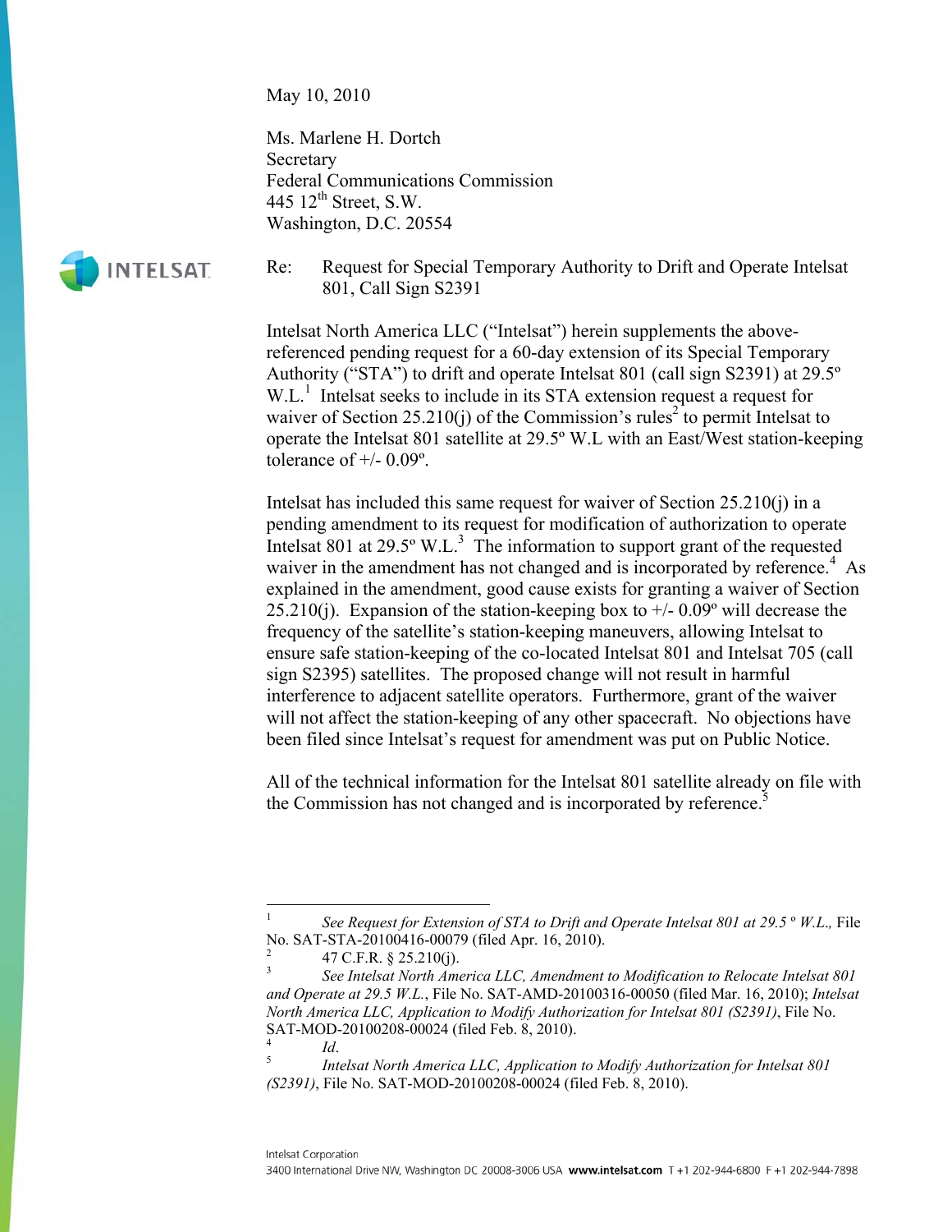May 10, 2010

Ms. Marlene H. Dortch
Secretary
Federal Communications Commission
445 12th Street, S.W.
Washington, D.C. 20554

Re: Request for Special Temporary Authority to Drift and Operate Intelsat 801, Call Sign S2391

Intelsat North America LLC ("Intelsat") herein supplements the above-referenced pending request for a 60-day extension of its Special Temporary Authority ("STA") to drift and operate Intelsat 801 (call sign S2391) at 29.5º W.L.[1] Intelsat seeks to include in its STA extension request a request for waiver of Section 25.210(j) of the Commission's rules[2] to permit Intelsat to operate the Intelsat 801 satellite at 29.5º W.L with an East/West station-keeping tolerance of +/- 0.09º.

Intelsat has included this same request for waiver of Section 25.210(j) in a pending amendment to its request for modification of authorization to operate Intelsat 801 at 29.5º W.L.[3] The information to support grant of the requested waiver in the amendment has not changed and is incorporated by reference.[4] As explained in the amendment, good cause exists for granting a waiver of Section 25.210(j). Expansion of the station-keeping box to +/- 0.09º will decrease the frequency of the satellite's station-keeping maneuvers, allowing Intelsat to ensure safe station-keeping of the co-located Intelsat 801 and Intelsat 705 (call sign S2395) satellites. The proposed change will not result in harmful interference to adjacent satellite operators. Furthermore, grant of the waiver will not affect the station-keeping of any other spacecraft. No objections have been filed since Intelsat's request for amendment was put on Public Notice.

All of the technical information for the Intelsat 801 satellite already on file with the Commission has not changed and is incorporated by reference.[5]

---

[1] *See Request for Extension of STA to Drift and Operate Intelsat 801 at 29.5 º W.L.,* File No. SAT-STA-20100416-00079 (filed Apr. 16, 2010).

[2] 47 C.F.R. § 25.210(j).

[3] *See Intelsat North America LLC, Amendment to Modification to Relocate Intelsat 801 and Operate at 29.5 W.L.*, File No. SAT-AMD-20100316-00050 (filed Mar. 16, 2010); *Intelsat North America LLC, Application to Modify Authorization for Intelsat 801 (S2391)*, File No. SAT-MOD-20100208-00024 (filed Feb. 8, 2010).

[4] *Id*.

[5] *Intelsat North America LLC, Application to Modify Authorization for Intelsat 801 (S2391)*, File No. SAT-MOD-20100208-00024 (filed Feb. 8, 2010).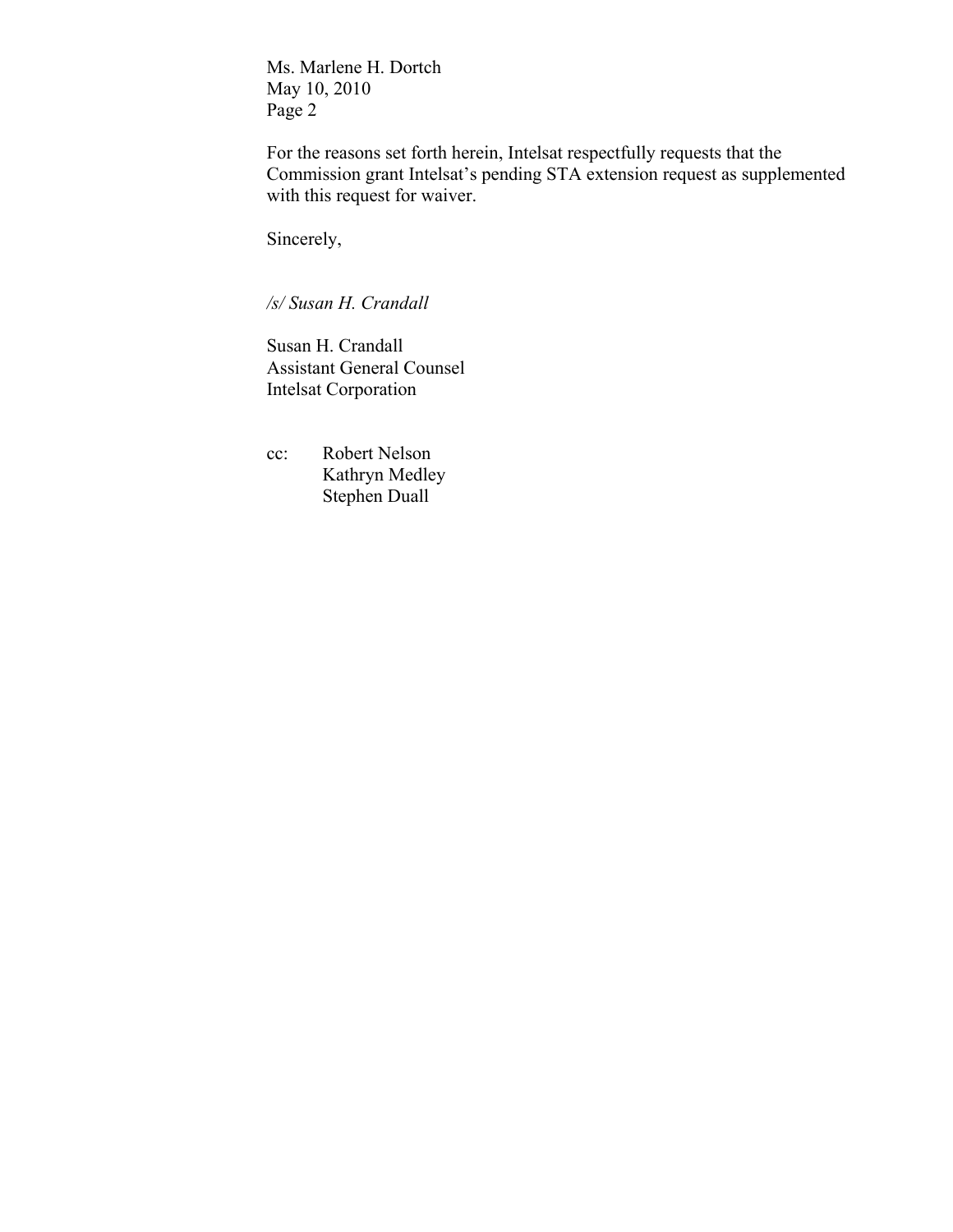For the reasons set forth herein, Intelsat respectfully requests that the Commission grant Intelsat's pending STA extension request as supplemented with this request for waiver.

Sincerely,

*/s/ Susan H. Crandall*

Susan H. Crandall
Assistant General Counsel
Intelsat Corporation

cc: Robert Nelson
Kathryn Medley
Stephen Duall